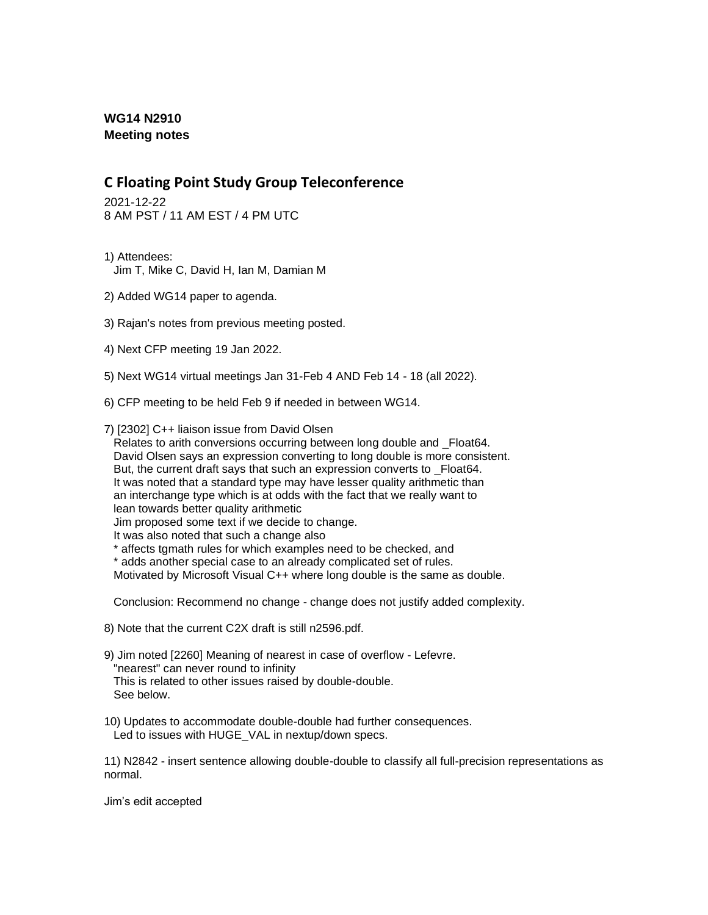**WG14 N2910**
**Meeting notes**

## C Floating Point Study Group Teleconference

2021-12-22
8 AM PST / 11 AM EST / 4 PM UTC

1) Attendees:
   Jim T, Mike C, David H, Ian M, Damian M

2) Added WG14 paper to agenda.

3) Rajan's notes from previous meeting posted.

4) Next CFP meeting 19 Jan 2022.

5) Next WG14 virtual meetings Jan 31-Feb 4 AND Feb 14 - 18 (all 2022).

6) CFP meeting to be held Feb 9 if needed in between WG14.

7) [2302] C++ liaison issue from David Olsen
   Relates to arith conversions occurring between long double and _Float64.
   David Olsen says an expression converting to long double is more consistent.
   But, the current draft says that such an expression converts to _Float64.
   It was noted that a standard type may have lesser quality arithmetic than
   an interchange type which is at odds with the fact that we really want to
   lean towards better quality arithmetic
   Jim proposed some text if we decide to change.
   It was also noted that such a change also
   * affects tgmath rules for which examples need to be checked, and
   * adds another special case to an already complicated set of rules.
   Motivated by Microsoft Visual C++ where long double is the same as double.

   Conclusion: Recommend no change - change does not justify added complexity.

8) Note that the current C2X draft is still n2596.pdf.

9) Jim noted [2260] Meaning of nearest in case of overflow - Lefevre.
   "nearest" can never round to infinity
   This is related to other issues raised by double-double.
   See below.

10) Updates to accommodate double-double had further consequences.
   Led to issues with HUGE_VAL in nextup/down specs.

11) N2842 - insert sentence allowing double-double to classify all full-precision representations as normal.

Jim's edit accepted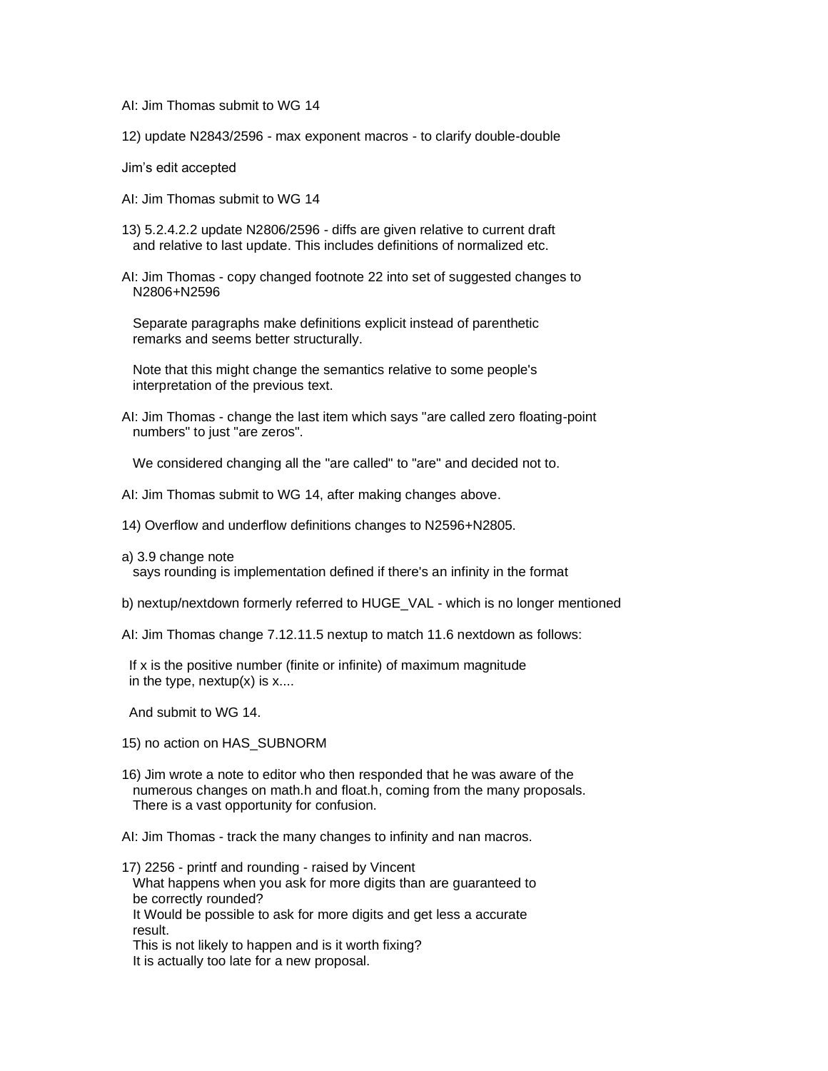AI: Jim Thomas submit to WG 14

12) update N2843/2596 - max exponent macros - to clarify double-double

Jim's edit accepted

AI: Jim Thomas submit to WG 14

13) 5.2.4.2.2 update N2806/2596 - diffs are given relative to current draft and relative to last update. This includes definitions of normalized etc.

AI: Jim Thomas - copy changed footnote 22 into set of suggested changes to N2806+N2596

Separate paragraphs make definitions explicit instead of parenthetic remarks and seems better structurally.

Note that this might change the semantics relative to some people's interpretation of the previous text.

AI: Jim Thomas - change the last item which says "are called zero floating-point numbers" to just "are zeros".

We considered changing all the "are called" to "are" and decided not to.

AI: Jim Thomas submit to WG 14, after making changes above.

14) Overflow and underflow definitions changes to N2596+N2805.

a) 3.9 change note
says rounding is implementation defined if there's an infinity in the format

b) nextup/nextdown formerly referred to HUGE_VAL - which is no longer mentioned

AI: Jim Thomas change 7.12.11.5 nextup to match 11.6 nextdown as follows:

If x is the positive number (finite or infinite) of maximum magnitude in the type, nextup(x) is x....

And submit to WG 14.

15) no action on HAS_SUBNORM

16) Jim wrote a note to editor who then responded that he was aware of the numerous changes on math.h and float.h, coming from the many proposals. There is a vast opportunity for confusion.

AI: Jim Thomas - track the many changes to infinity and nan macros.

17) 2256 - printf and rounding - raised by Vincent
What happens when you ask for more digits than are guaranteed to be correctly rounded?
It Would be possible to ask for more digits and get less a accurate result.
This is not likely to happen and is it worth fixing?
It is actually too late for a new proposal.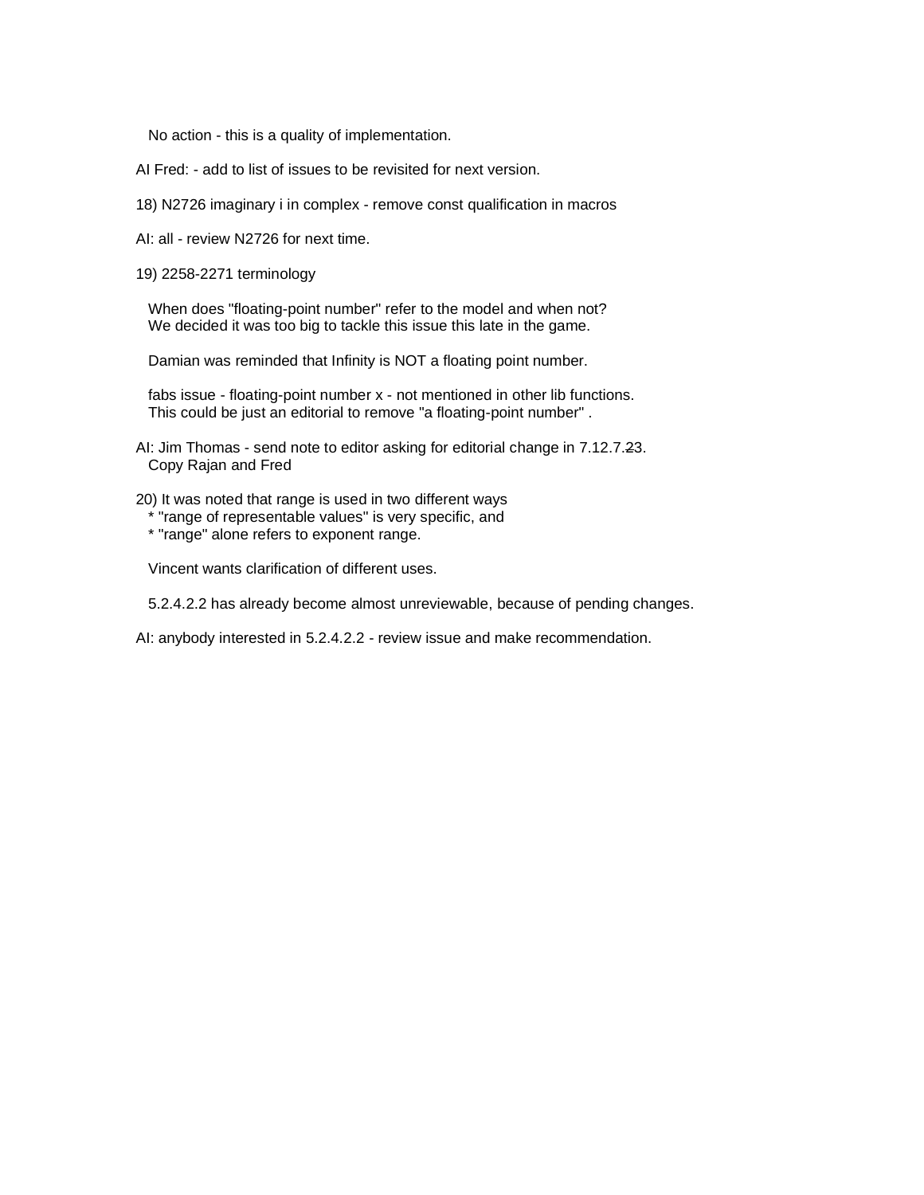No action - this is a quality of implementation.

AI Fred: - add to list of issues to be revisited for next version.

18) N2726 imaginary i in complex - remove const qualification in macros

AI: all - review N2726 for next time.

19) 2258-2271 terminology

When does "floating-point number" refer to the model and when not?
We decided it was too big to tackle this issue this late in the game.

Damian was reminded that Infinity is NOT a floating point number.

fabs issue - floating-point number x - not mentioned in other lib functions.
This could be just an editorial to remove "a floating-point number" .

AI: Jim Thomas - send note to editor asking for editorial change in 7.12.7.~~2~~3.
Copy Rajan and Fred

20) It was noted that range is used in two different ways
* "range of representable values" is very specific, and
* "range" alone refers to exponent range.

Vincent wants clarification of different uses.

5.2.4.2.2 has already become almost unreviewable, because of pending changes.

AI: anybody interested in 5.2.4.2.2 - review issue and make recommendation.